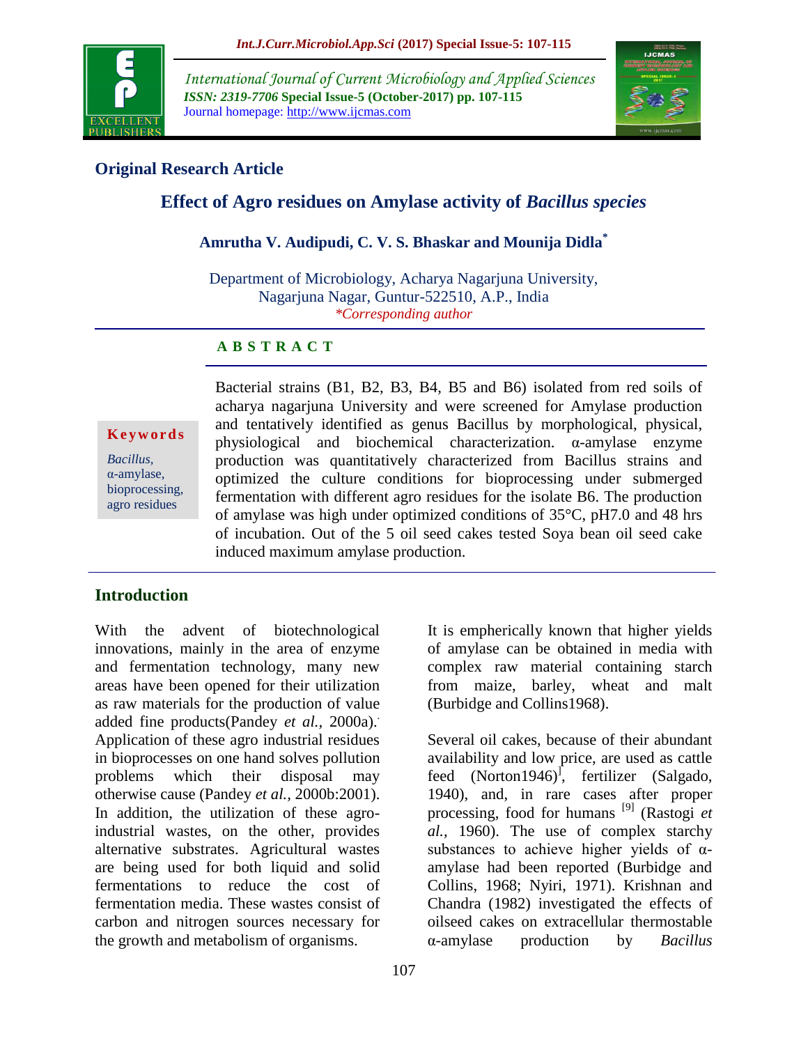## Original Research Article

# Effect of Agro residues on Amylase activity of *Bacillus species*

**Amrutha V. Audipudi, C. V. S. Bhaskar and Mounija Didla***

Department of Microbiology, Acharya Nagarjuna University, Nagarjuna Nagar, Guntur-522510, A.P., India

*\*Corresponding author*

**A B S T R A C T**

**Keywords**

*Bacillus*, α-amylase, bioprocessing, agro residues

Bacterial strains (B1, B2, B3, B4, B5 and B6) isolated from red soils of acharya nagarjuna University and were screened for Amylase production and tentatively identified as genus Bacillus by morphological, physical, physiological and biochemical characterization. α-amylase enzyme production was quantitatively characterized from Bacillus strains and optimized the culture conditions for bioprocessing under submerged fermentation with different agro residues for the isolate B6. The production of amylase was high under optimized conditions of 35°C, pH7.0 and 48 hrs of incubation. Out of the 5 oil seed cakes tested Soya bean oil seed cake induced maximum amylase production.

## Introduction

With the advent of biotechnological innovations, mainly in the area of enzyme and fermentation technology, many new areas have been opened for their utilization as raw materials for the production of value added fine products(Pandey *et al.,* 2000a). Application of these agro industrial residues in bioprocesses on one hand solves pollution problems which their disposal may otherwise cause (Pandey *et al.,* 2000b:2001). In addition, the utilization of these agro-industrial wastes, on the other, provides alternative substrates. Agricultural wastes are being used for both liquid and solid fermentations to reduce the cost of fermentation media. These wastes consist of carbon and nitrogen sources necessary for the growth and metabolism of organisms.

It is empherically known that higher yields of amylase can be obtained in media with complex raw material containing starch from maize, barley, wheat and malt (Burbidge and Collins1968).

Several oil cakes, because of their abundant availability and low price, are used as cattle feed (Norton1946)[], fertilizer (Salgado, 1940), and, in rare cases after proper processing, food for humans [9] (Rastogi *et al.,* 1960). The use of complex starchy substances to achieve higher yields of α-amylase had been reported (Burbidge and Collins, 1968; Nyiri, 1971). Krishnan and Chandra (1982) investigated the effects of oilseed cakes on extracellular thermostable α-amylase production by *Bacillus*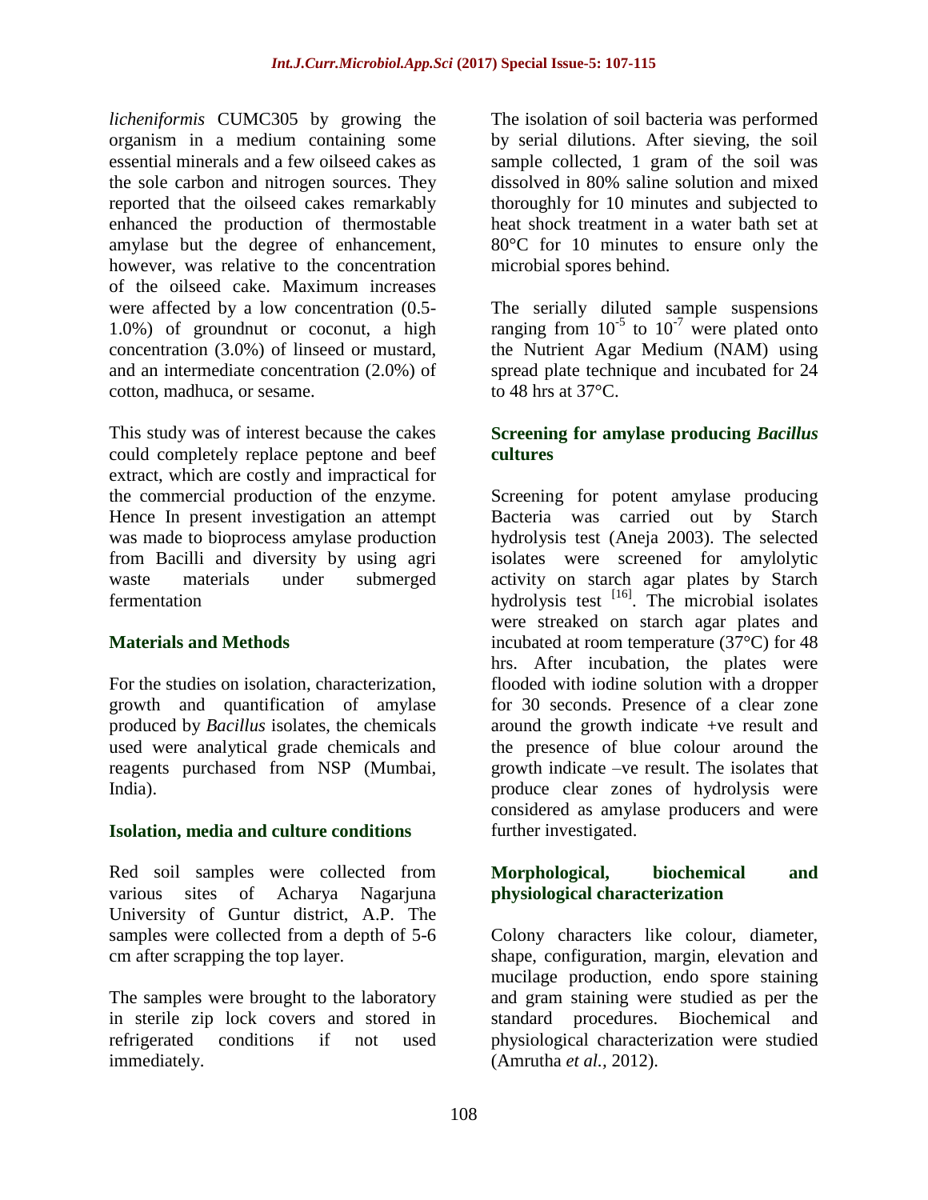*licheniformis* CUMC305 by growing the organism in a medium containing some essential minerals and a few oilseed cakes as the sole carbon and nitrogen sources. They reported that the oilseed cakes remarkably enhanced the production of thermostable amylase but the degree of enhancement, however, was relative to the concentration of the oilseed cake. Maximum increases were affected by a low concentration (0.5-1.0%) of groundnut or coconut, a high concentration (3.0%) of linseed or mustard, and an intermediate concentration (2.0%) of cotton, madhuca, or sesame.

This study was of interest because the cakes could completely replace peptone and beef extract, which are costly and impractical for the commercial production of the enzyme. Hence In present investigation an attempt was made to bioprocess amylase production from Bacilli and diversity by using agri waste materials under submerged fermentation

## Materials and Methods

For the studies on isolation, characterization, growth and quantification of amylase produced by *Bacillus* isolates, the chemicals used were analytical grade chemicals and reagents purchased from NSP (Mumbai, India).

### Isolation, media and culture conditions

Red soil samples were collected from various sites of Acharya Nagarjuna University of Guntur district, A.P. The samples were collected from a depth of 5-6 cm after scrapping the top layer.

The samples were brought to the laboratory in sterile zip lock covers and stored in refrigerated conditions if not used immediately.

The isolation of soil bacteria was performed by serial dilutions. After sieving, the soil sample collected, 1 gram of the soil was dissolved in 80% saline solution and mixed thoroughly for 10 minutes and subjected to heat shock treatment in a water bath set at 80°C for 10 minutes to ensure only the microbial spores behind.

The serially diluted sample suspensions ranging from $10^{-5}$ to $10^{-7}$ were plated onto the Nutrient Agar Medium (NAM) using spread plate technique and incubated for 24 to 48 hrs at 37°C.

### Screening for amylase producing *Bacillus* cultures

Screening for potent amylase producing Bacteria was carried out by Starch hydrolysis test (Aneja 2003). The selected isolates were screened for amylolytic activity on starch agar plates by Starch hydrolysis test [16]. The microbial isolates were streaked on starch agar plates and incubated at room temperature (37°C) for 48 hrs. After incubation, the plates were flooded with iodine solution with a dropper for 30 seconds. Presence of a clear zone around the growth indicate +ve result and the presence of blue colour around the growth indicate –ve result. The isolates that produce clear zones of hydrolysis were considered as amylase producers and were further investigated.

### Morphological, biochemical and physiological characterization

Colony characters like colour, diameter, shape, configuration, margin, elevation and mucilage production, endo spore staining and gram staining were studied as per the standard procedures. Biochemical and physiological characterization were studied (Amrutha *et al.,* 2012).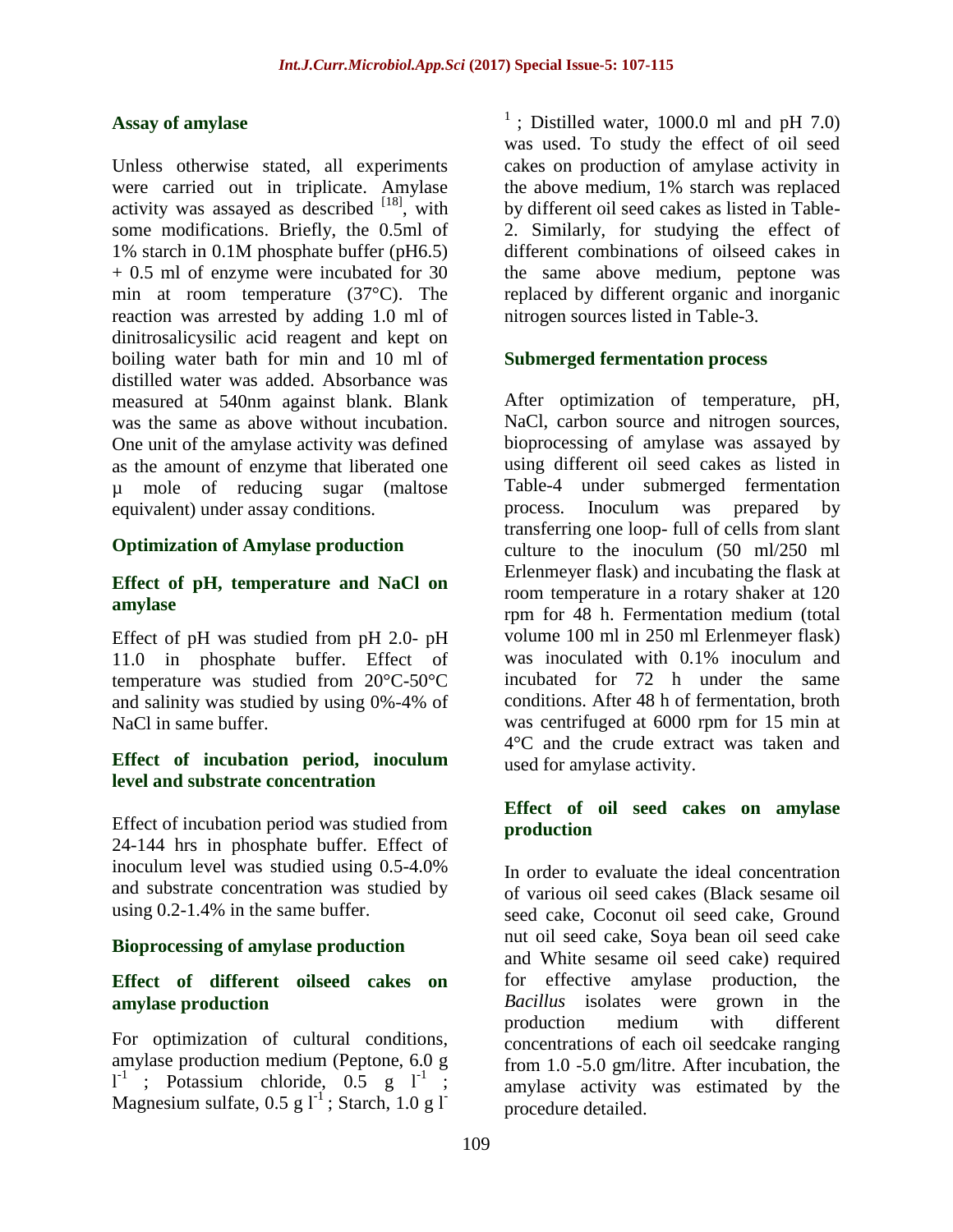### Assay of amylase

Unless otherwise stated, all experiments were carried out in triplicate. Amylase activity was assayed as described [18], with some modifications. Briefly, the 0.5ml of 1% starch in 0.1M phosphate buffer (pH6.5) + 0.5 ml of enzyme were incubated for 30 min at room temperature (37°C). The reaction was arrested by adding 1.0 ml of dinitrosalicysilic acid reagent and kept on boiling water bath for min and 10 ml of distilled water was added. Absorbance was measured at 540nm against blank. Blank was the same as above without incubation. One unit of the amylase activity was defined as the amount of enzyme that liberated one µ mole of reducing sugar (maltose equivalent) under assay conditions.

### Optimization of Amylase production

### Effect of pH, temperature and NaCl on amylase

Effect of pH was studied from pH 2.0- pH 11.0 in phosphate buffer. Effect of temperature was studied from 20°C-50°C and salinity was studied by using 0%-4% of NaCl in same buffer.

### Effect of incubation period, inoculum level and substrate concentration

Effect of incubation period was studied from 24-144 hrs in phosphate buffer. Effect of inoculum level was studied using 0.5-4.0% and substrate concentration was studied by using 0.2-1.4% in the same buffer.

### Bioprocessing of amylase production

### Effect of different oilseed cakes on amylase production

For optimization of cultural conditions, amylase production medium (Peptone, 6.0 g $l^{-1}$ ; Potassium chloride, 0.5 g $l^{-1}$ ; Magnesium sulfate, 0.5 g $l^{-1}$ ; Starch, 1.0 g $l^{-1}$ ; Distilled water, 1000.0 ml and pH 7.0) was used. To study the effect of oil seed cakes on production of amylase activity in the above medium, 1% starch was replaced by different oil seed cakes as listed in Table-2. Similarly, for studying the effect of different combinations of oilseed cakes in the same above medium, peptone was replaced by different organic and inorganic nitrogen sources listed in Table-3.

### Submerged fermentation process

After optimization of temperature, pH, NaCl, carbon source and nitrogen sources, bioprocessing of amylase was assayed by using different oil seed cakes as listed in Table-4 under submerged fermentation process. Inoculum was prepared by transferring one loop- full of cells from slant culture to the inoculum (50 ml/250 ml Erlenmeyer flask) and incubating the flask at room temperature in a rotary shaker at 120 rpm for 48 h. Fermentation medium (total volume 100 ml in 250 ml Erlenmeyer flask) was inoculated with 0.1% inoculum and incubated for 72 h under the same conditions. After 48 h of fermentation, broth was centrifuged at 6000 rpm for 15 min at 4°C and the crude extract was taken and used for amylase activity.

### Effect of oil seed cakes on amylase production

In order to evaluate the ideal concentration of various oil seed cakes (Black sesame oil seed cake, Coconut oil seed cake, Ground nut oil seed cake, Soya bean oil seed cake and White sesame oil seed cake) required for effective amylase production, the *Bacillus* isolates were grown in the production medium with different concentrations of each oil seedcake ranging from 1.0 -5.0 gm/litre. After incubation, the amylase activity was estimated by the procedure detailed.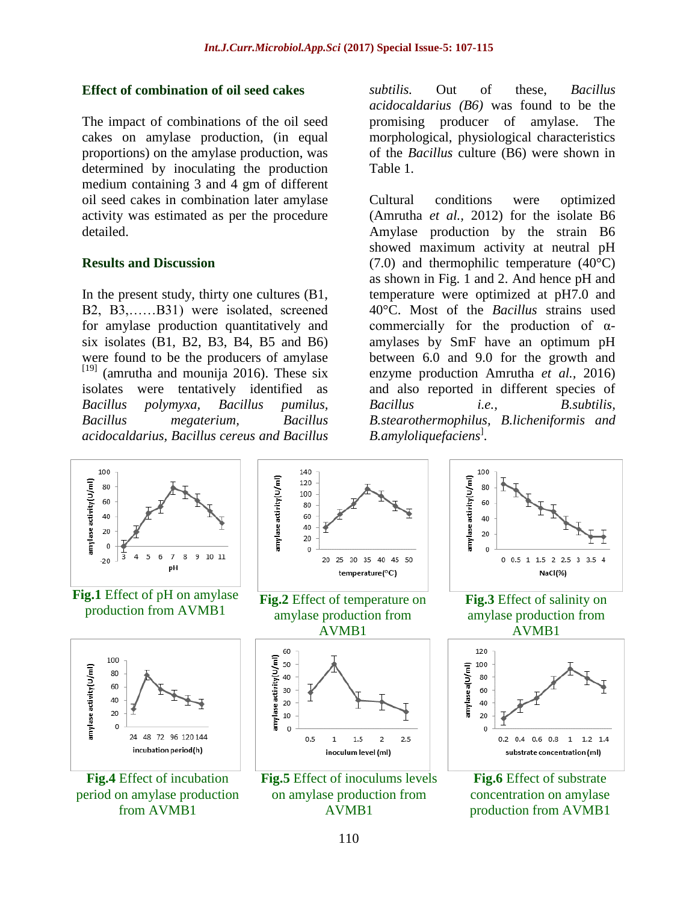### Effect of combination of oil seed cakes

The impact of combinations of the oil seed cakes on amylase production, (in equal proportions) on the amylase production, was determined by inoculating the production medium containing 3 and 4 gm of different oil seed cakes in combination later amylase activity was estimated as per the procedure detailed.

### Results and Discussion

In the present study, thirty one cultures (B1, B2, B3,……B31) were isolated, screened for amylase production quantitatively and six isolates (B1, B2, B3, B4, B5 and B6) were found to be the producers of amylase [19] (amrutha and mounija 2016). These six isolates were tentatively identified as *Bacillus polymyxa*, *Bacillus pumilus*, *Bacillus megaterium*, *Bacillus acidocaldarius, Bacillus cereus and Bacillus subtilis.* Out of these, *Bacillus acidocaldarius (B6)* was found to be the promising producer of amylase. The morphological, physiological characteristics of the *Bacillus* culture (B6) were shown in Table 1.

Cultural conditions were optimized (Amrutha *et al.*, 2012) for the isolate B6 Amylase production by the strain B6 showed maximum activity at neutral pH (7.0) and thermophilic temperature (40°C) as shown in Fig. 1 and 2. And hence pH and temperature were optimized at pH7.0 and 40°C. Most of the *Bacillus* strains used commercially for the production of α-amylases by SmF have an optimum pH between 6.0 and 9.0 for the growth and enzyme production Amrutha *et al.*, 2016) and also reported in different species of *Bacillus i.e., B.subtilis, B.stearothermophilus, B.licheniformis and B.amyloliquefaciens*[].

**Fig.1** Effect of pH on amylase production from AVMB1

**Fig.2** Effect of temperature on amylase production from AVMB1

**Fig.3** Effect of salinity on amylase production from AVMB1

**Fig.4** Effect of incubation period on amylase production from AVMB1

**Fig.5** Effect of inoculums levels on amylase production from AVMB1

**Fig.6** Effect of substrate concentration on amylase production from AVMB1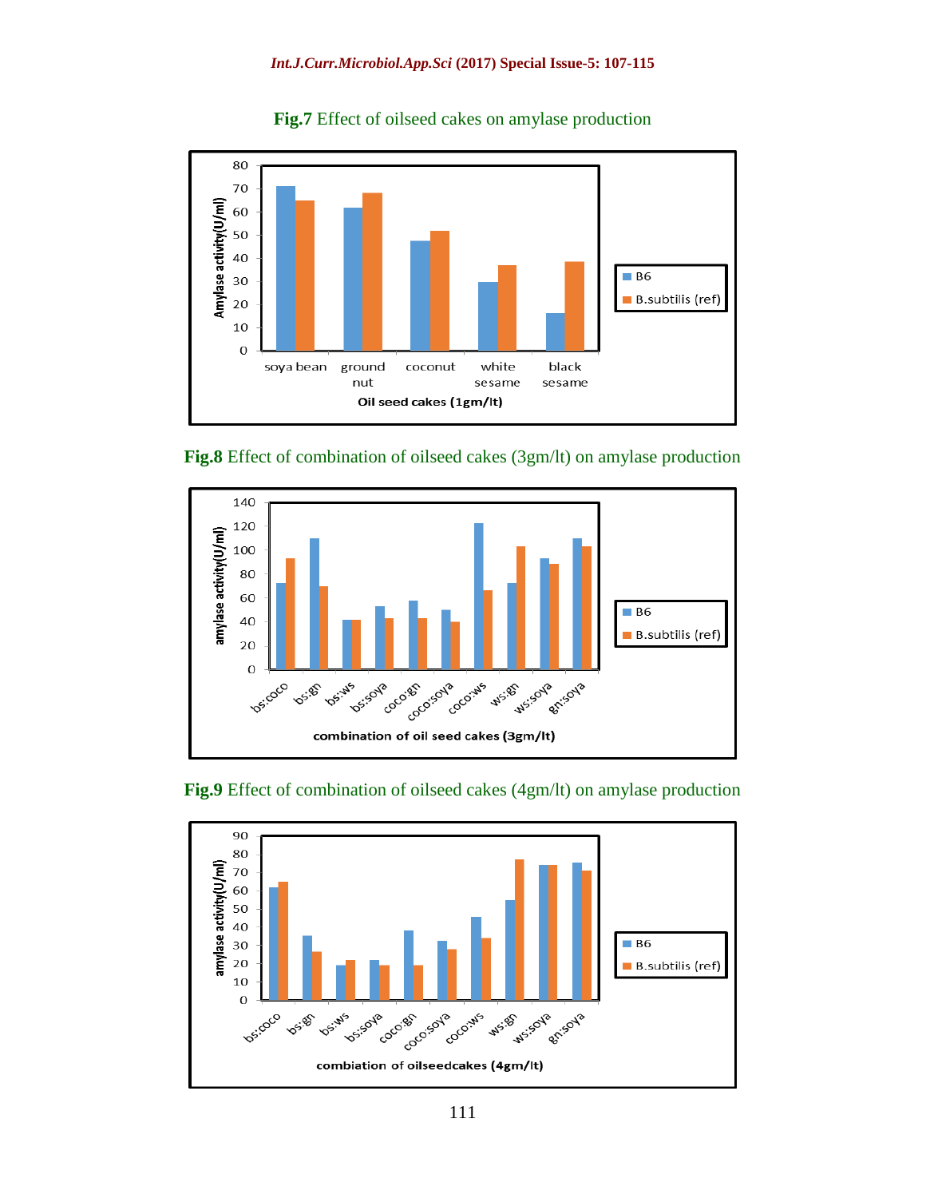**Fig.7** Effect of oilseed cakes on amylase production

**Fig.8** Effect of combination of oilseed cakes (3gm/lt) on amylase production

**Fig.9** Effect of combination of oilseed cakes (4gm/lt) on amylase production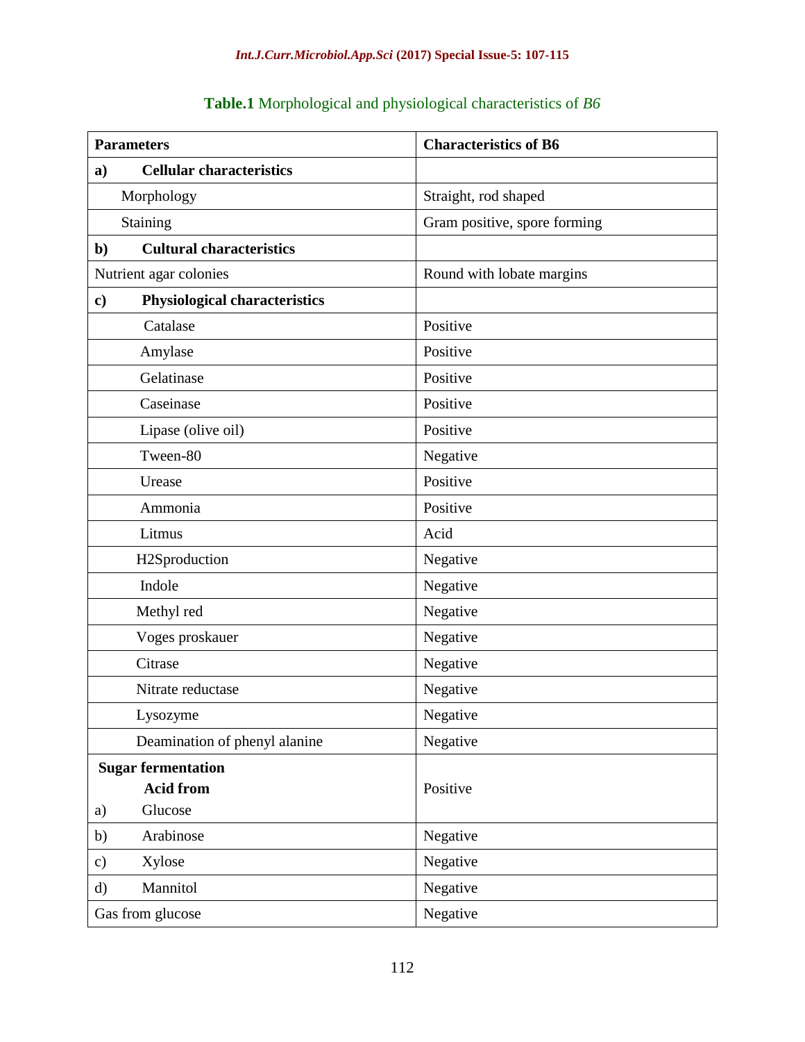**Table.1** Morphological and physiological characteristics of *B6*

| **Parameters** | **Characteristics of B6** |
|---|---|
| **a) Cellular characteristics** | |
| Morphology | Straight, rod shaped |
| Staining | Gram positive, spore forming |
| **b) Cultural characteristics** | |
| Nutrient agar colonies | Round with lobate margins |
| **c) Physiological characteristics** | |
| Catalase | Positive |
| Amylase | Positive |
| Gelatinase | Positive |
| Caseinase | Positive |
| Lipase (olive oil) | Positive |
| Tween-80 | Negative |
| Urease | Positive |
| Ammonia | Positive |
| Litmus | Acid |
| H2Sproduction | Negative |
| Indole | Negative |
| Methyl red | Negative |
| Voges proskauer | Negative |
| Citrase | Negative |
| Nitrate reductase | Negative |
| Lysozyme | Negative |
| Deamination of phenyl alanine | Negative |
| **Sugar fermentation** **Acid from** a) Glucose | Positive |
| b) Arabinose | Negative |
| c) Xylose | Negative |
| d) Mannitol | Negative |
| Gas from glucose | Negative |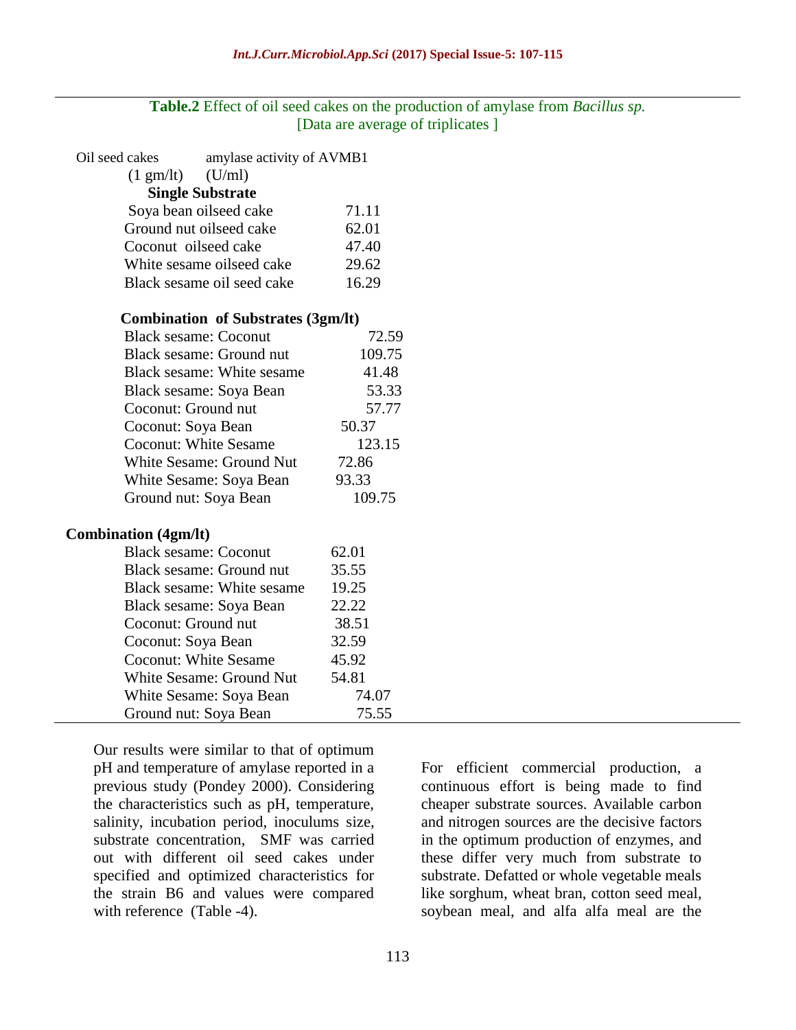**Table.2** Effect of oil seed cakes on the production of amylase from *Bacillus sp.*
[Data are average of triplicates ]

| Oil seed cakes (1 gm/lt) | amylase activity of AVMB1 (U/ml) |
|---|---|
| **Single Substrate** | |
| Soya bean oilseed cake | 71.11 |
| Ground nut oilseed cake | 62.01 |
| Coconut oilseed cake | 47.40 |
| White sesame oilseed cake | 29.62 |
| Black sesame oil seed cake | 16.29 |
| **Combination of Substrates (3gm/lt)** | |
| Black sesame: Coconut | 72.59 |
| Black sesame: Ground nut | 109.75 |
| Black sesame: White sesame | 41.48 |
| Black sesame: Soya Bean | 53.33 |
| Coconut: Ground nut | 57.77 |
| Coconut: Soya Bean | 50.37 |
| Coconut: White Sesame | 123.15 |
| White Sesame: Ground Nut | 72.86 |
| White Sesame: Soya Bean | 93.33 |
| Ground nut: Soya Bean | 109.75 |
| **Combination (4gm/lt)** | |
| Black sesame: Coconut | 62.01 |
| Black sesame: Ground nut | 35.55 |
| Black sesame: White sesame | 19.25 |
| Black sesame: Soya Bean | 22.22 |
| Coconut: Ground nut | 38.51 |
| Coconut: Soya Bean | 32.59 |
| Coconut: White Sesame | 45.92 |
| White Sesame: Ground Nut | 54.81 |
| White Sesame: Soya Bean | 74.07 |
| Ground nut: Soya Bean | 75.55 |

Our results were similar to that of optimum pH and temperature of amylase reported in a previous study (Pondey 2000). Considering the characteristics such as pH, temperature, salinity, incubation period, inoculums size, substrate concentration, SMF was carried out with different oil seed cakes under specified and optimized characteristics for the strain B6 and values were compared with reference (Table -4).

For efficient commercial production, a continuous effort is being made to find cheaper substrate sources. Available carbon and nitrogen sources are the decisive factors in the optimum production of enzymes, and these differ very much from substrate to substrate. Defatted or whole vegetable meals like sorghum, wheat bran, cotton seed meal, soybean meal, and alfa alfa meal are the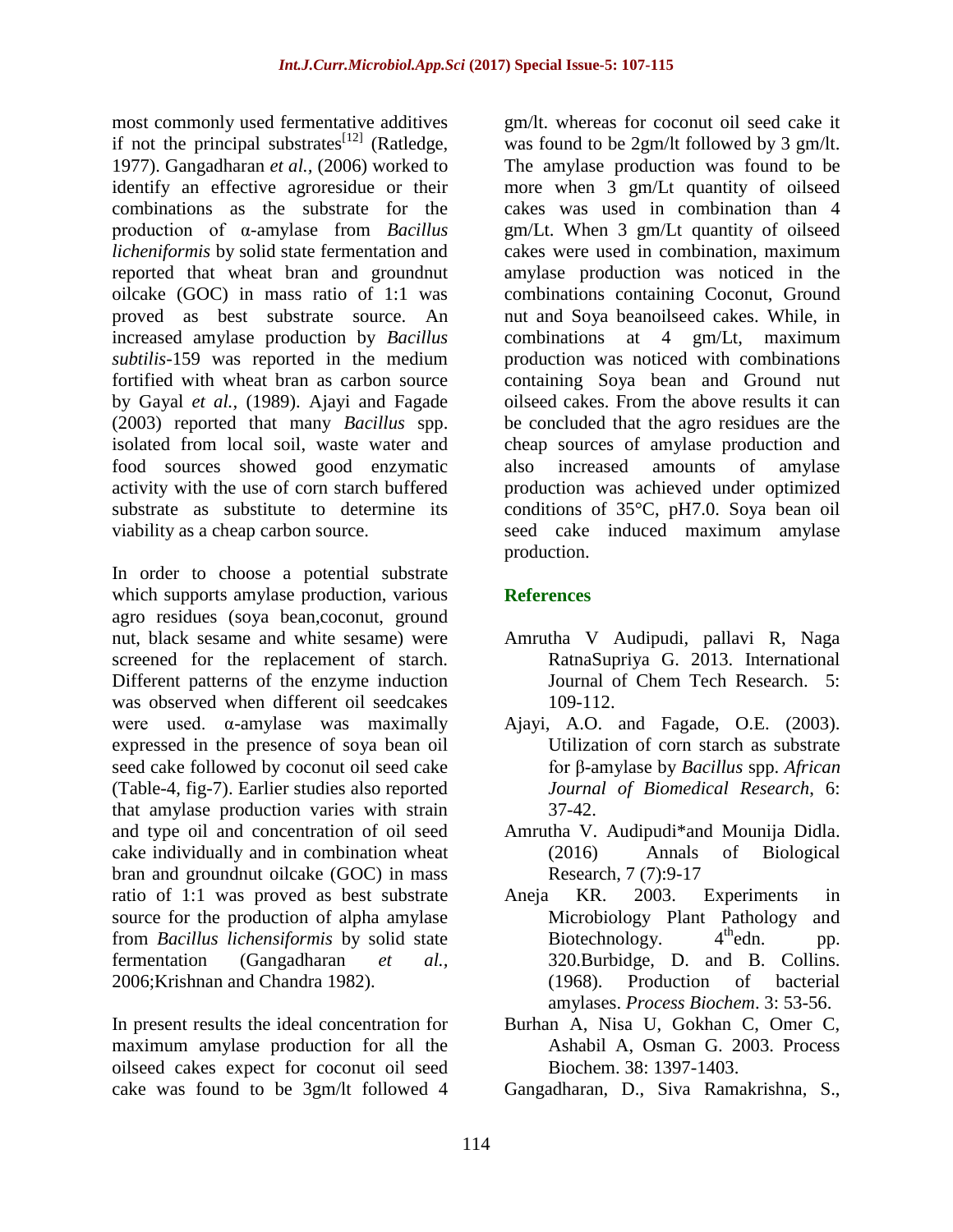most commonly used fermentative additives if not the principal substrates[12] (Ratledge, 1977). Gangadharan *et al.,* (2006) worked to identify an effective agroresidue or their combinations as the substrate for the production of α-amylase from *Bacillus licheniformis* by solid state fermentation and reported that wheat bran and groundnut oilcake (GOC) in mass ratio of 1:1 was proved as best substrate source. An increased amylase production by *Bacillus subtilis*-159 was reported in the medium fortified with wheat bran as carbon source by Gayal *et al.,* (1989). Ajayi and Fagade (2003) reported that many *Bacillus* spp. isolated from local soil, waste water and food sources showed good enzymatic activity with the use of corn starch buffered substrate as substitute to determine its viability as a cheap carbon source.

In order to choose a potential substrate which supports amylase production, various agro residues (soya bean,coconut, ground nut, black sesame and white sesame) were screened for the replacement of starch. Different patterns of the enzyme induction was observed when different oil seedcakes were used. α-amylase was maximally expressed in the presence of soya bean oil seed cake followed by coconut oil seed cake (Table-4, fig-7). Earlier studies also reported that amylase production varies with strain and type oil and concentration of oil seed cake individually and in combination wheat bran and groundnut oilcake (GOC) in mass ratio of 1:1 was proved as best substrate source for the production of alpha amylase from *Bacillus lichensiformis* by solid state fermentation (Gangadharan *et al.,* 2006;Krishnan and Chandra 1982).

In present results the ideal concentration for maximum amylase production for all the oilseed cakes expect for coconut oil seed cake was found to be 3gm/lt followed 4 gm/lt. whereas for coconut oil seed cake it was found to be 2gm/lt followed by 3 gm/lt. The amylase production was found to be more when 3 gm/Lt quantity of oilseed cakes was used in combination than 4 gm/Lt. When 3 gm/Lt quantity of oilseed cakes were used in combination, maximum amylase production was noticed in the combinations containing Coconut, Ground nut and Soya beanoilseed cakes. While, in combinations at 4 gm/Lt, maximum production was noticed with combinations containing Soya bean and Ground nut oilseed cakes. From the above results it can be concluded that the agro residues are the cheap sources of amylase production and also increased amounts of amylase production was achieved under optimized conditions of 35°C, pH7.0. Soya bean oil seed cake induced maximum amylase production.

## References

Amrutha V Audipudi, pallavi R, Naga RatnaSupriya G. 2013. International Journal of Chem Tech Research. 5: 109-112.

Ajayi, A.O. and Fagade, O.E. (2003). Utilization of corn starch as substrate for β-amylase by *Bacillus* spp. *African Journal of Biomedical Research*, 6: 37-42.

Amrutha V. Audipudi*and Mounija Didla. (2016) Annals of Biological Research, 7 (7):9-17

Aneja KR. 2003. Experiments in Microbiology Plant Pathology and Biotechnology. 4th edn. pp. 320.Burbidge, D. and B. Collins. (1968). Production of bacterial amylases. *Process Biochem*. 3: 53-56.

Burhan A, Nisa U, Gokhan C, Omer C, Ashabil A, Osman G. 2003. Process Biochem. 38: 1397-1403.

Gangadharan, D., Siva Ramakrishna, S.,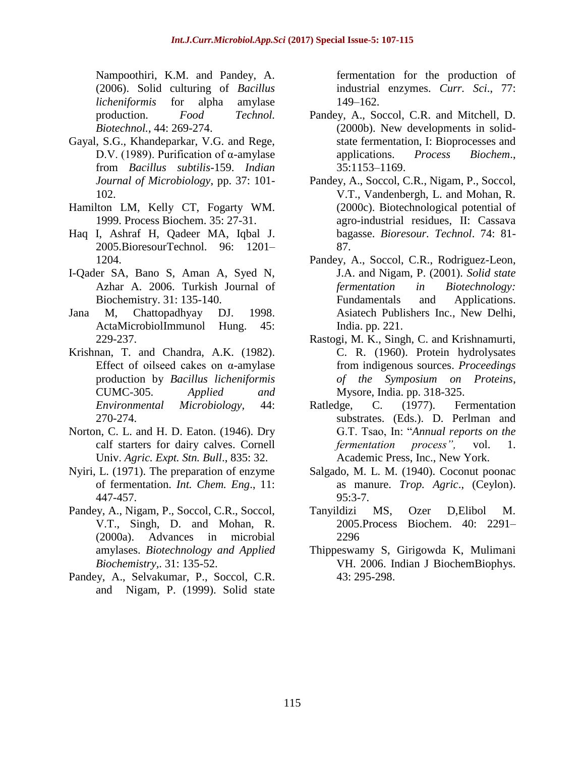Nampoothiri, K.M. and Pandey, A. (2006). Solid culturing of *Bacillus licheniformis* for alpha amylase production. *Food Technol. Biotechnol.*, 44: 269-274.

Gayal, S.G., Khandeparkar, V.G. and Rege, D.V. (1989). Purification of α-amylase from *Bacillus subtilis*-159. *Indian Journal of Microbiology*, pp. 37: 101-102.

Hamilton LM, Kelly CT, Fogarty WM. 1999. Process Biochem. 35: 27-31.

Haq I, Ashraf H, Qadeer MA, Iqbal J. 2005.BioresourTechnol. 96: 1201–1204.

I-Qader SA, Bano S, Aman A, Syed N, Azhar A. 2006. Turkish Journal of Biochemistry. 31: 135-140.

Jana M, Chattopadhyay DJ. 1998. ActaMicrobiolImmunol Hung. 45: 229-237.

Krishnan, T. and Chandra, A.K. (1982). Effect of oilseed cakes on α-amylase production by *Bacillus licheniformis* CUMC-305. *Applied and Environmental Microbiology*, 44: 270-274.

Norton, C. L. and H. D. Eaton. (1946). Dry calf starters for dairy calves. Cornell Univ. *Agric. Expt. Stn. Bull*., 835: 32.

Nyiri, L. (1971). The preparation of enzyme of fermentation. *Int. Chem. Eng*., 11: 447-457.

Pandey, A., Nigam, P., Soccol, C.R., Soccol, V.T., Singh, D. and Mohan, R. (2000a). Advances in microbial amylases. *Biotechnology and Applied Biochemistry*,. 31: 135-52.

Pandey, A., Selvakumar, P., Soccol, C.R. and Nigam, P. (1999). Solid state fermentation for the production of industrial enzymes. *Curr. Sci*., 77: 149–162.

Pandey, A., Soccol, C.R. and Mitchell, D. (2000b). New developments in solid-state fermentation, I: Bioprocesses and applications. *Process Biochem*., 35:1153–1169.

Pandey, A., Soccol, C.R., Nigam, P., Soccol, V.T., Vandenbergh, L. and Mohan, R. (2000c). Biotechnological potential of agro-industrial residues, II: Cassava bagasse. *Bioresour. Technol*. 74: 81-87.

Pandey, A., Soccol, C.R., Rodriguez-Leon, J.A. and Nigam, P. (2001). *Solid state fermentation in Biotechnology:* Fundamentals and Applications. Asiatech Publishers Inc., New Delhi, India. pp. 221.

Rastogi, M. K., Singh, C. and Krishnamurti, C. R. (1960). Protein hydrolysates from indigenous sources. *Proceedings of the Symposium on Proteins*, Mysore, India. pp. 318-325.

Ratledge, C. (1977). Fermentation substrates. (Eds.). D. Perlman and G.T. Tsao, In: "*Annual reports on the fermentation process",* vol. 1. Academic Press, Inc., New York.

Salgado, M. L. M. (1940). Coconut poonac as manure. *Trop. Agric*., (Ceylon). 95:3-7.

Tanyildizi MS, Ozer D,Elibol M. 2005.Process Biochem. 40: 2291–2296

Thippeswamy S, Girigowda K, Mulimani VH. 2006. Indian J BiochemBiophys. 43: 295-298.